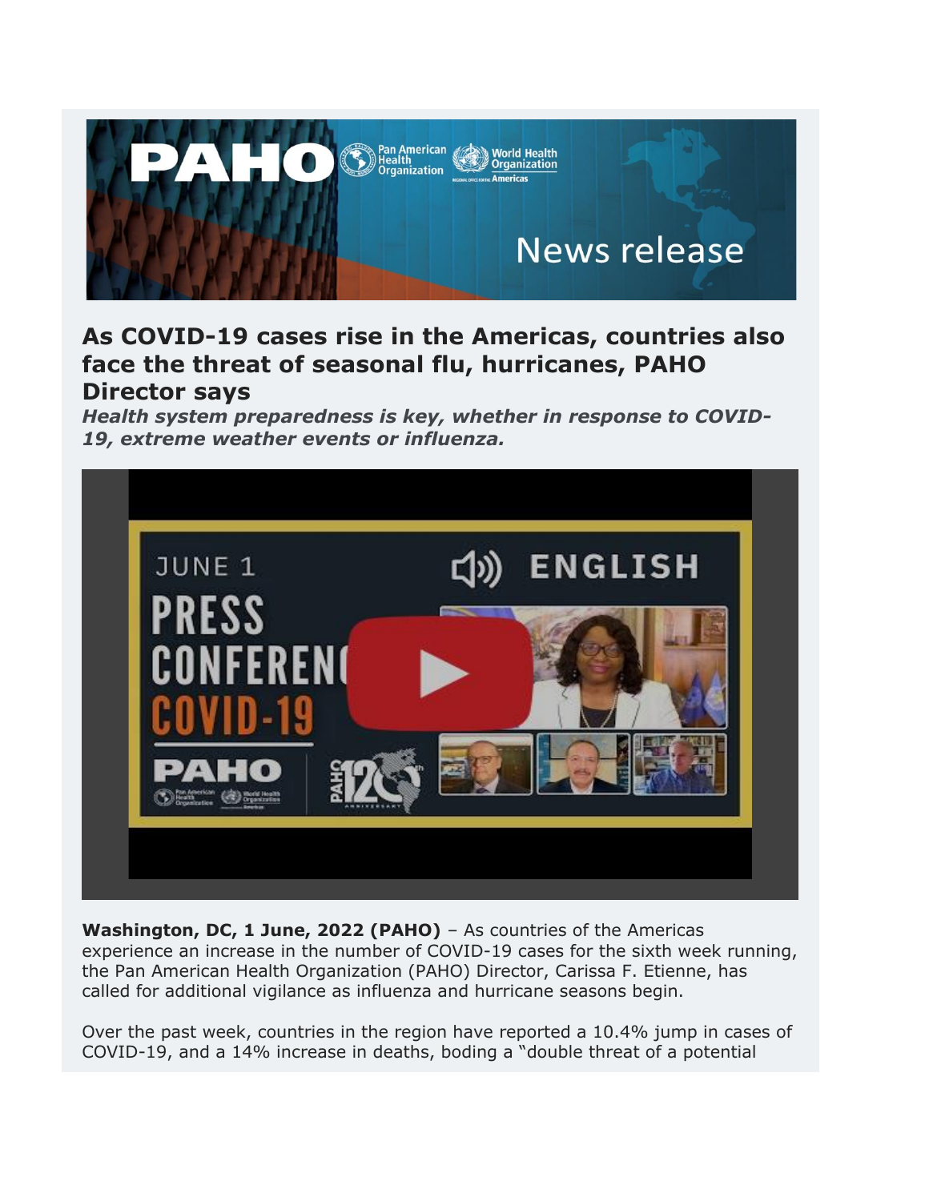# As COVID-19 cases rise in the Americas, countries also face the threat of seasonal flu, hurricanes, PAHO Director says

***Health system preparedness is key, whether in response to COVID-19, extreme weather events or influenza.***

**Washington, DC, 1 June, 2022 (PAHO)** – As countries of the Americas experience an increase in the number of COVID-19 cases for the sixth week running, the Pan American Health Organization (PAHO) Director, Carissa F. Etienne, has called for additional vigilance as influenza and hurricane seasons begin.

Over the past week, countries in the region have reported a 10.4% jump in cases of COVID-19, and a 14% increase in deaths, boding a "double threat of a potential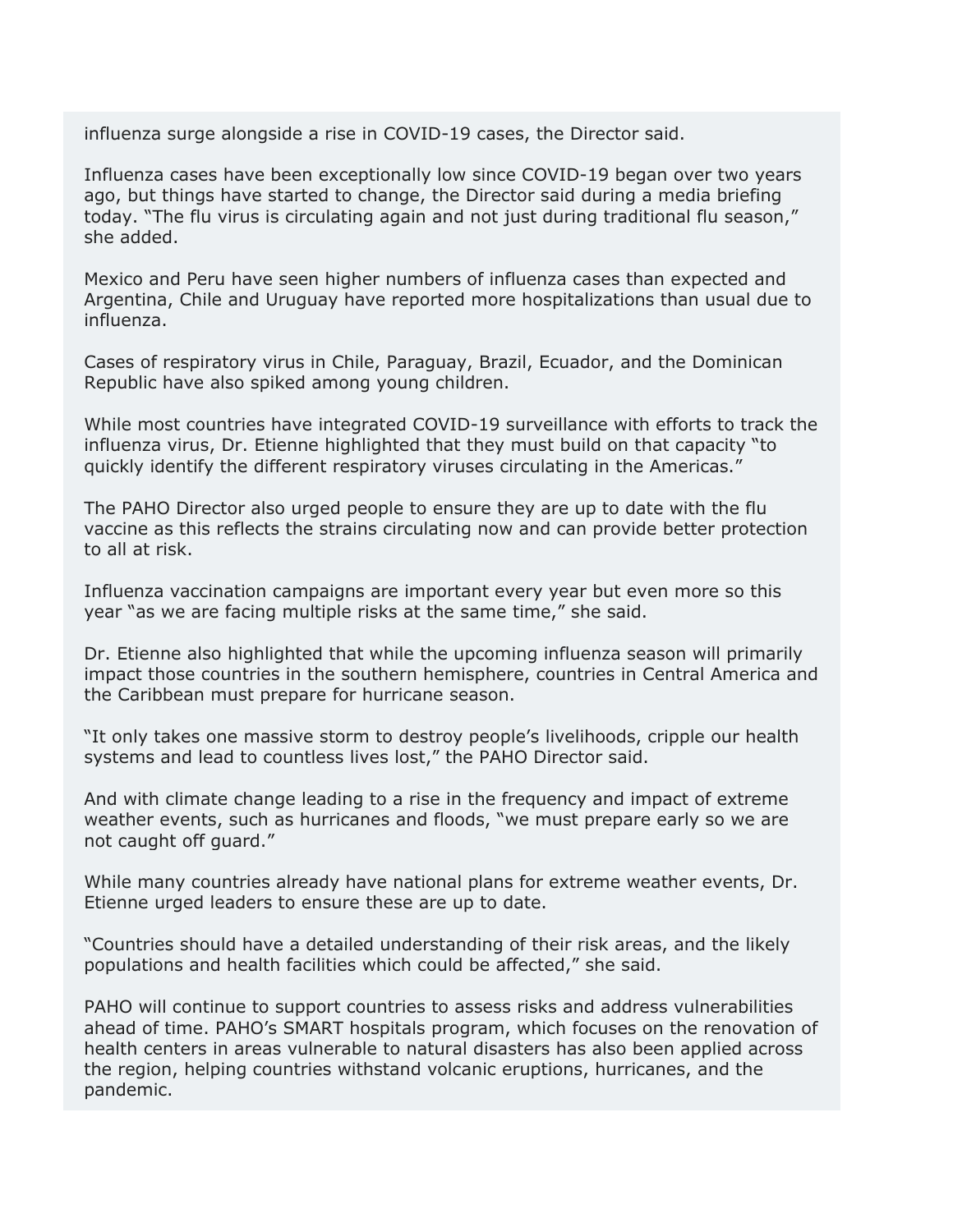influenza surge alongside a rise in COVID-19 cases, the Director said.

Influenza cases have been exceptionally low since COVID-19 began over two years ago, but things have started to change, the Director said during a media briefing today. “The flu virus is circulating again and not just during traditional flu season,” she added.

Mexico and Peru have seen higher numbers of influenza cases than expected and Argentina, Chile and Uruguay have reported more hospitalizations than usual due to influenza.

Cases of respiratory virus in Chile, Paraguay, Brazil, Ecuador, and the Dominican Republic have also spiked among young children.

While most countries have integrated COVID-19 surveillance with efforts to track the influenza virus, Dr. Etienne highlighted that they must build on that capacity “to quickly identify the different respiratory viruses circulating in the Americas.”

The PAHO Director also urged people to ensure they are up to date with the flu vaccine as this reflects the strains circulating now and can provide better protection to all at risk.

Influenza vaccination campaigns are important every year but even more so this year “as we are facing multiple risks at the same time,” she said.

Dr. Etienne also highlighted that while the upcoming influenza season will primarily impact those countries in the southern hemisphere, countries in Central America and the Caribbean must prepare for hurricane season.

“It only takes one massive storm to destroy people’s livelihoods, cripple our health systems and lead to countless lives lost,” the PAHO Director said.

And with climate change leading to a rise in the frequency and impact of extreme weather events, such as hurricanes and floods, “we must prepare early so we are not caught off guard.”

While many countries already have national plans for extreme weather events, Dr. Etienne urged leaders to ensure these are up to date.

“Countries should have a detailed understanding of their risk areas, and the likely populations and health facilities which could be affected,” she said.

PAHO will continue to support countries to assess risks and address vulnerabilities ahead of time. PAHO’s SMART hospitals program, which focuses on the renovation of health centers in areas vulnerable to natural disasters has also been applied across the region, helping countries withstand volcanic eruptions, hurricanes, and the pandemic.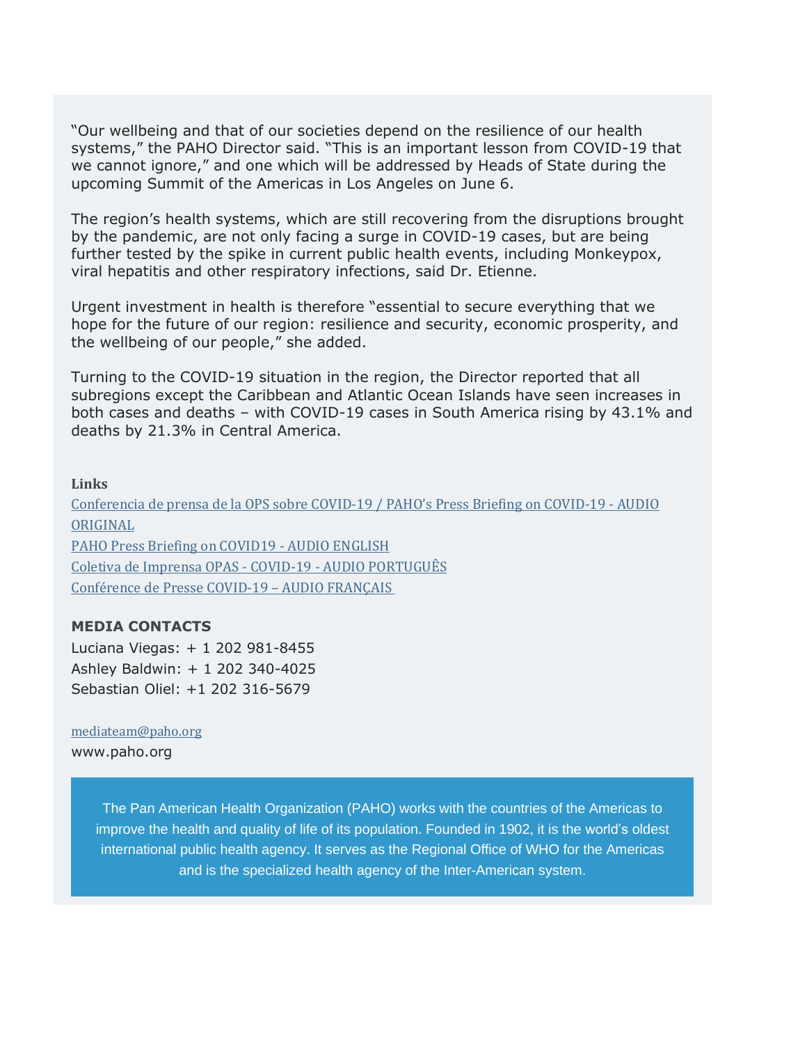"Our wellbeing and that of our societies depend on the resilience of our health systems," the PAHO Director said. "This is an important lesson from COVID-19 that we cannot ignore," and one which will be addressed by Heads of State during the upcoming Summit of the Americas in Los Angeles on June 6.

The region's health systems, which are still recovering from the disruptions brought by the pandemic, are not only facing a surge in COVID-19 cases, but are being further tested by the spike in current public health events, including Monkeypox, viral hepatitis and other respiratory infections, said Dr. Etienne.

Urgent investment in health is therefore "essential to secure everything that we hope for the future of our region: resilience and security, economic prosperity, and the wellbeing of our people," she added.

Turning to the COVID-19 situation in the region, the Director reported that all subregions except the Caribbean and Atlantic Ocean Islands have seen increases in both cases and deaths – with COVID-19 cases in South America rising by 43.1% and deaths by 21.3% in Central America.

**Links**

Conferencia de prensa de la OPS sobre COVID-19 / PAHO's Press Briefing on COVID-19 - AUDIO ORIGINAL
PAHO Press Briefing on COVID19 - AUDIO ENGLISH
Coletiva de Imprensa OPAS - COVID-19 - AUDIO PORTUGUÊS
Conférence de Presse COVID-19 – AUDIO FRANÇAIS

**MEDIA CONTACTS**

Luciana Viegas: + 1 202 981-8455
Ashley Baldwin: + 1 202 340-4025
Sebastian Oliel: +1 202 316-5679

mediateam@paho.org
www.paho.org

The Pan American Health Organization (PAHO) works with the countries of the Americas to improve the health and quality of life of its population. Founded in 1902, it is the world's oldest international public health agency. It serves as the Regional Office of WHO for the Americas and is the specialized health agency of the Inter-American system.